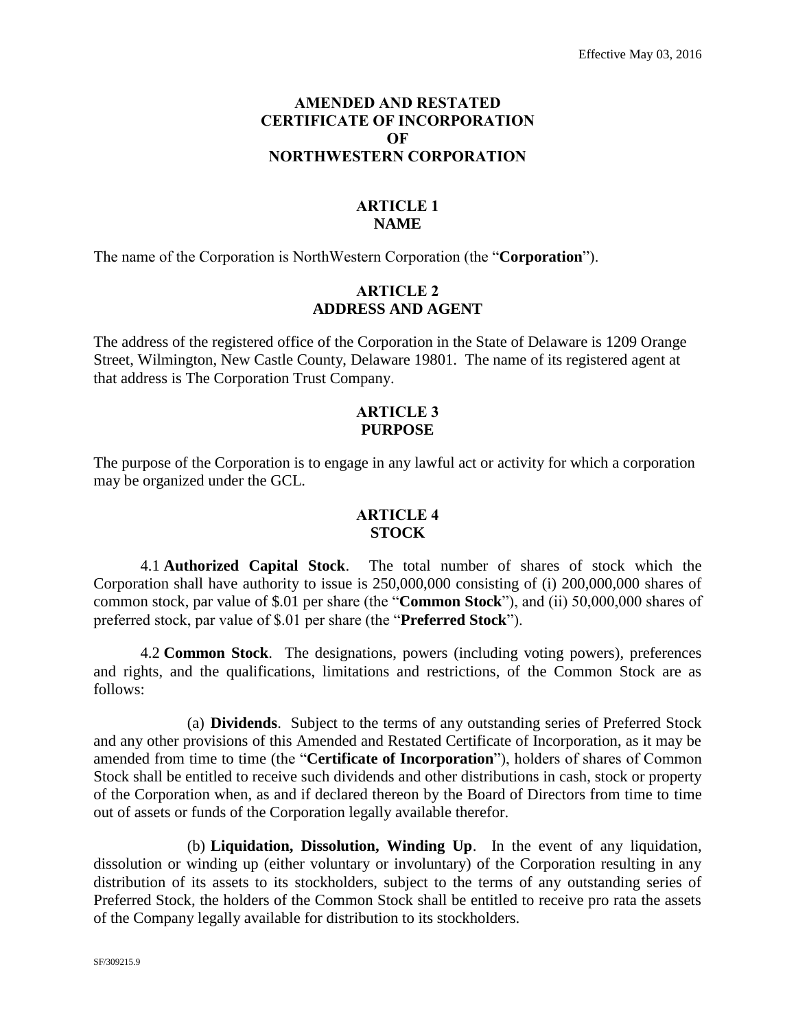Effective May 03, 2016

# AMENDED AND RESTATED CERTIFICATE OF INCORPORATION OF NORTHWESTERN CORPORATION

## ARTICLE 1
## NAME

The name of the Corporation is NorthWestern Corporation (the "**Corporation**").

## ARTICLE 2
## ADDRESS AND AGENT

The address of the registered office of the Corporation in the State of Delaware is 1209 Orange Street, Wilmington, New Castle County, Delaware 19801. The name of its registered agent at that address is The Corporation Trust Company.

## ARTICLE 3
## PURPOSE

The purpose of the Corporation is to engage in any lawful act or activity for which a corporation may be organized under the GCL.

## ARTICLE 4
## STOCK

4.1 **Authorized Capital Stock**. The total number of shares of stock which the Corporation shall have authority to issue is 250,000,000 consisting of (i) 200,000,000 shares of common stock, par value of $.01 per share (the "**Common Stock**"), and (ii) 50,000,000 shares of preferred stock, par value of $.01 per share (the "**Preferred Stock**").

4.2 **Common Stock**. The designations, powers (including voting powers), preferences and rights, and the qualifications, limitations and restrictions, of the Common Stock are as follows:

(a) **Dividends**. Subject to the terms of any outstanding series of Preferred Stock and any other provisions of this Amended and Restated Certificate of Incorporation, as it may be amended from time to time (the "**Certificate of Incorporation**"), holders of shares of Common Stock shall be entitled to receive such dividends and other distributions in cash, stock or property of the Corporation when, as and if declared thereon by the Board of Directors from time to time out of assets or funds of the Corporation legally available therefor.

(b) **Liquidation, Dissolution, Winding Up**. In the event of any liquidation, dissolution or winding up (either voluntary or involuntary) of the Corporation resulting in any distribution of its assets to its stockholders, subject to the terms of any outstanding series of Preferred Stock, the holders of the Common Stock shall be entitled to receive pro rata the assets of the Company legally available for distribution to its stockholders.

SF/309215.9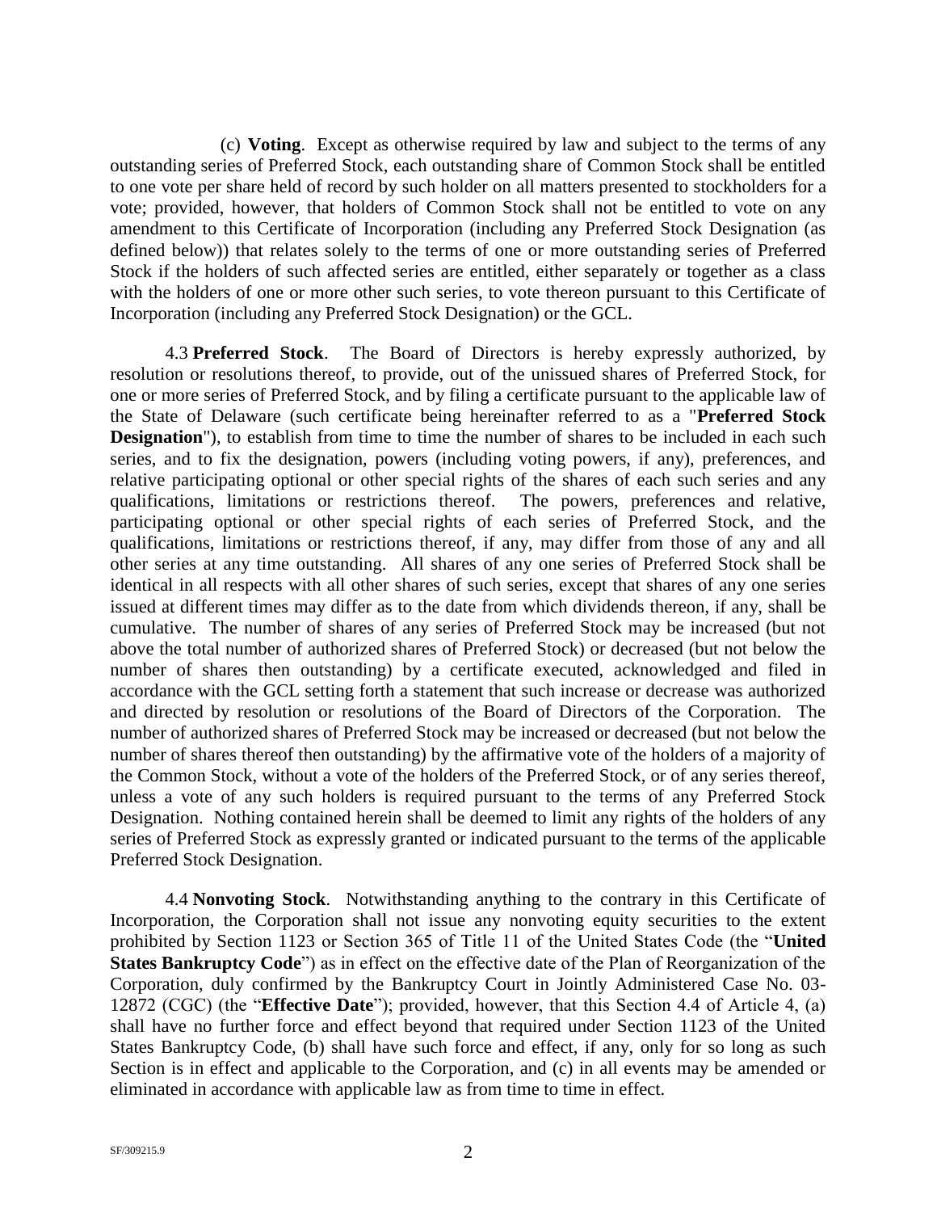(c) **Voting**. Except as otherwise required by law and subject to the terms of any outstanding series of Preferred Stock, each outstanding share of Common Stock shall be entitled to one vote per share held of record by such holder on all matters presented to stockholders for a vote; provided, however, that holders of Common Stock shall not be entitled to vote on any amendment to this Certificate of Incorporation (including any Preferred Stock Designation (as defined below)) that relates solely to the terms of one or more outstanding series of Preferred Stock if the holders of such affected series are entitled, either separately or together as a class with the holders of one or more other such series, to vote thereon pursuant to this Certificate of Incorporation (including any Preferred Stock Designation) or the GCL.

4.3 **Preferred Stock**. The Board of Directors is hereby expressly authorized, by resolution or resolutions thereof, to provide, out of the unissued shares of Preferred Stock, for one or more series of Preferred Stock, and by filing a certificate pursuant to the applicable law of the State of Delaware (such certificate being hereinafter referred to as a "**Preferred Stock Designation**"), to establish from time to time the number of shares to be included in each such series, and to fix the designation, powers (including voting powers, if any), preferences, and relative participating optional or other special rights of the shares of each such series and any qualifications, limitations or restrictions thereof. The powers, preferences and relative, participating optional or other special rights of each series of Preferred Stock, and the qualifications, limitations or restrictions thereof, if any, may differ from those of any and all other series at any time outstanding. All shares of any one series of Preferred Stock shall be identical in all respects with all other shares of such series, except that shares of any one series issued at different times may differ as to the date from which dividends thereon, if any, shall be cumulative. The number of shares of any series of Preferred Stock may be increased (but not above the total number of authorized shares of Preferred Stock) or decreased (but not below the number of shares then outstanding) by a certificate executed, acknowledged and filed in accordance with the GCL setting forth a statement that such increase or decrease was authorized and directed by resolution or resolutions of the Board of Directors of the Corporation. The number of authorized shares of Preferred Stock may be increased or decreased (but not below the number of shares thereof then outstanding) by the affirmative vote of the holders of a majority of the Common Stock, without a vote of the holders of the Preferred Stock, or of any series thereof, unless a vote of any such holders is required pursuant to the terms of any Preferred Stock Designation. Nothing contained herein shall be deemed to limit any rights of the holders of any series of Preferred Stock as expressly granted or indicated pursuant to the terms of the applicable Preferred Stock Designation.

4.4 **Nonvoting Stock**. Notwithstanding anything to the contrary in this Certificate of Incorporation, the Corporation shall not issue any nonvoting equity securities to the extent prohibited by Section 1123 or Section 365 of Title 11 of the United States Code (the "**United States Bankruptcy Code**") as in effect on the effective date of the Plan of Reorganization of the Corporation, duly confirmed by the Bankruptcy Court in Jointly Administered Case No. 03-12872 (CGC) (the "**Effective Date**"); provided, however, that this Section 4.4 of Article 4, (a) shall have no further force and effect beyond that required under Section 1123 of the United States Bankruptcy Code, (b) shall have such force and effect, if any, only for so long as such Section is in effect and applicable to the Corporation, and (c) in all events may be amended or eliminated in accordance with applicable law as from time to time in effect.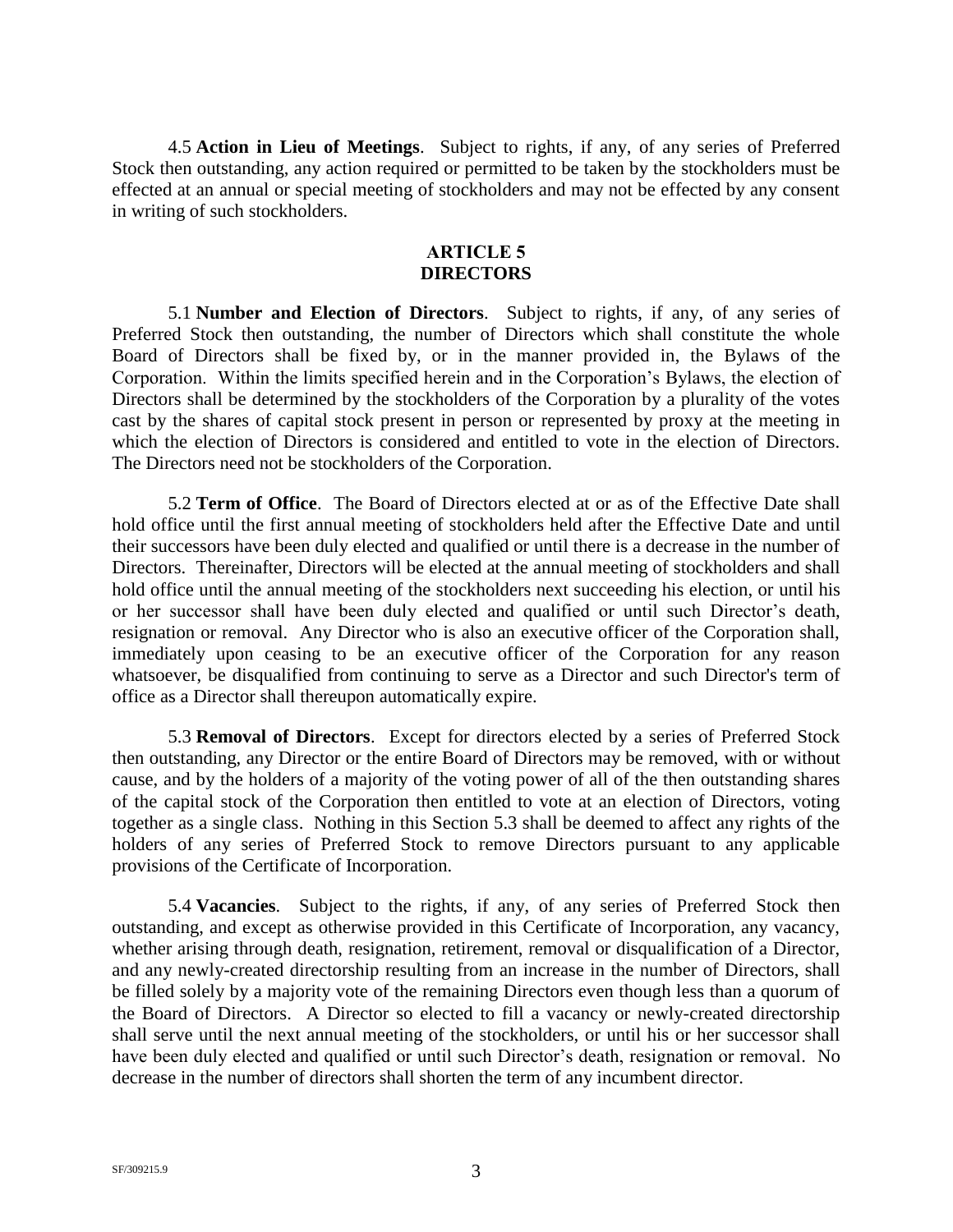4.5 **Action in Lieu of Meetings**. Subject to rights, if any, of any series of Preferred Stock then outstanding, any action required or permitted to be taken by the stockholders must be effected at an annual or special meeting of stockholders and may not be effected by any consent in writing of such stockholders.

## ARTICLE 5
## DIRECTORS

5.1 **Number and Election of Directors**. Subject to rights, if any, of any series of Preferred Stock then outstanding, the number of Directors which shall constitute the whole Board of Directors shall be fixed by, or in the manner provided in, the Bylaws of the Corporation. Within the limits specified herein and in the Corporation's Bylaws, the election of Directors shall be determined by the stockholders of the Corporation by a plurality of the votes cast by the shares of capital stock present in person or represented by proxy at the meeting in which the election of Directors is considered and entitled to vote in the election of Directors. The Directors need not be stockholders of the Corporation.

5.2 **Term of Office**. The Board of Directors elected at or as of the Effective Date shall hold office until the first annual meeting of stockholders held after the Effective Date and until their successors have been duly elected and qualified or until there is a decrease in the number of Directors. Thereinafter, Directors will be elected at the annual meeting of stockholders and shall hold office until the annual meeting of the stockholders next succeeding his election, or until his or her successor shall have been duly elected and qualified or until such Director's death, resignation or removal. Any Director who is also an executive officer of the Corporation shall, immediately upon ceasing to be an executive officer of the Corporation for any reason whatsoever, be disqualified from continuing to serve as a Director and such Director's term of office as a Director shall thereupon automatically expire.

5.3 **Removal of Directors**. Except for directors elected by a series of Preferred Stock then outstanding, any Director or the entire Board of Directors may be removed, with or without cause, and by the holders of a majority of the voting power of all of the then outstanding shares of the capital stock of the Corporation then entitled to vote at an election of Directors, voting together as a single class. Nothing in this Section 5.3 shall be deemed to affect any rights of the holders of any series of Preferred Stock to remove Directors pursuant to any applicable provisions of the Certificate of Incorporation.

5.4 **Vacancies**. Subject to the rights, if any, of any series of Preferred Stock then outstanding, and except as otherwise provided in this Certificate of Incorporation, any vacancy, whether arising through death, resignation, retirement, removal or disqualification of a Director, and any newly-created directorship resulting from an increase in the number of Directors, shall be filled solely by a majority vote of the remaining Directors even though less than a quorum of the Board of Directors. A Director so elected to fill a vacancy or newly-created directorship shall serve until the next annual meeting of the stockholders, or until his or her successor shall have been duly elected and qualified or until such Director's death, resignation or removal. No decrease in the number of directors shall shorten the term of any incumbent director.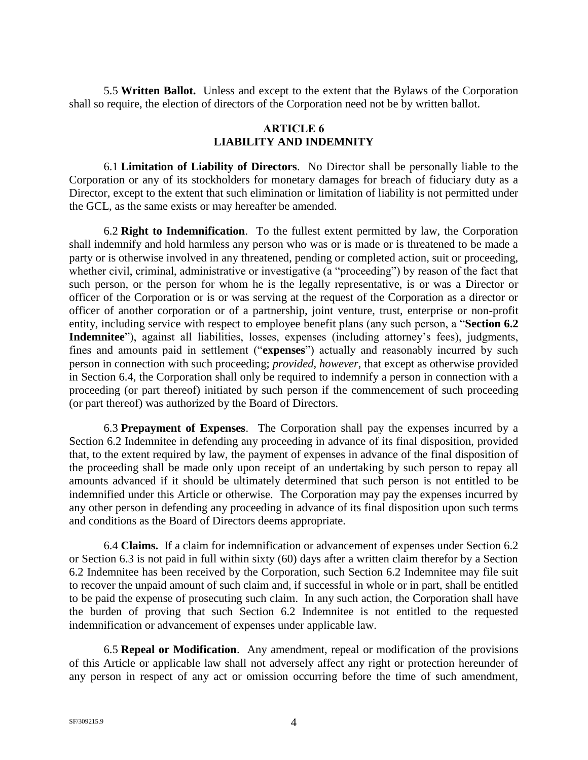5.5 **Written Ballot.** Unless and except to the extent that the Bylaws of the Corporation shall so require, the election of directors of the Corporation need not be by written ballot.

## ARTICLE 6
## LIABILITY AND INDEMNITY

6.1 **Limitation of Liability of Directors**. No Director shall be personally liable to the Corporation or any of its stockholders for monetary damages for breach of fiduciary duty as a Director, except to the extent that such elimination or limitation of liability is not permitted under the GCL, as the same exists or may hereafter be amended.

6.2 **Right to Indemnification**. To the fullest extent permitted by law, the Corporation shall indemnify and hold harmless any person who was or is made or is threatened to be made a party or is otherwise involved in any threatened, pending or completed action, suit or proceeding, whether civil, criminal, administrative or investigative (a "proceeding") by reason of the fact that such person, or the person for whom he is the legally representative, is or was a Director or officer of the Corporation or is or was serving at the request of the Corporation as a director or officer of another corporation or of a partnership, joint venture, trust, enterprise or non-profit entity, including service with respect to employee benefit plans (any such person, a "**Section 6.2 Indemnitee**"), against all liabilities, losses, expenses (including attorney's fees), judgments, fines and amounts paid in settlement ("**expenses**") actually and reasonably incurred by such person in connection with such proceeding; *provided*, *however*, that except as otherwise provided in Section 6.4, the Corporation shall only be required to indemnify a person in connection with a proceeding (or part thereof) initiated by such person if the commencement of such proceeding (or part thereof) was authorized by the Board of Directors.

6.3 **Prepayment of Expenses**. The Corporation shall pay the expenses incurred by a Section 6.2 Indemnitee in defending any proceeding in advance of its final disposition, provided that, to the extent required by law, the payment of expenses in advance of the final disposition of the proceeding shall be made only upon receipt of an undertaking by such person to repay all amounts advanced if it should be ultimately determined that such person is not entitled to be indemnified under this Article or otherwise. The Corporation may pay the expenses incurred by any other person in defending any proceeding in advance of its final disposition upon such terms and conditions as the Board of Directors deems appropriate.

6.4 **Claims.** If a claim for indemnification or advancement of expenses under Section 6.2 or Section 6.3 is not paid in full within sixty (60) days after a written claim therefor by a Section 6.2 Indemnitee has been received by the Corporation, such Section 6.2 Indemnitee may file suit to recover the unpaid amount of such claim and, if successful in whole or in part, shall be entitled to be paid the expense of prosecuting such claim. In any such action, the Corporation shall have the burden of proving that such Section 6.2 Indemnitee is not entitled to the requested indemnification or advancement of expenses under applicable law.

6.5 **Repeal or Modification**. Any amendment, repeal or modification of the provisions of this Article or applicable law shall not adversely affect any right or protection hereunder of any person in respect of any act or omission occurring before the time of such amendment,

SF/309215.9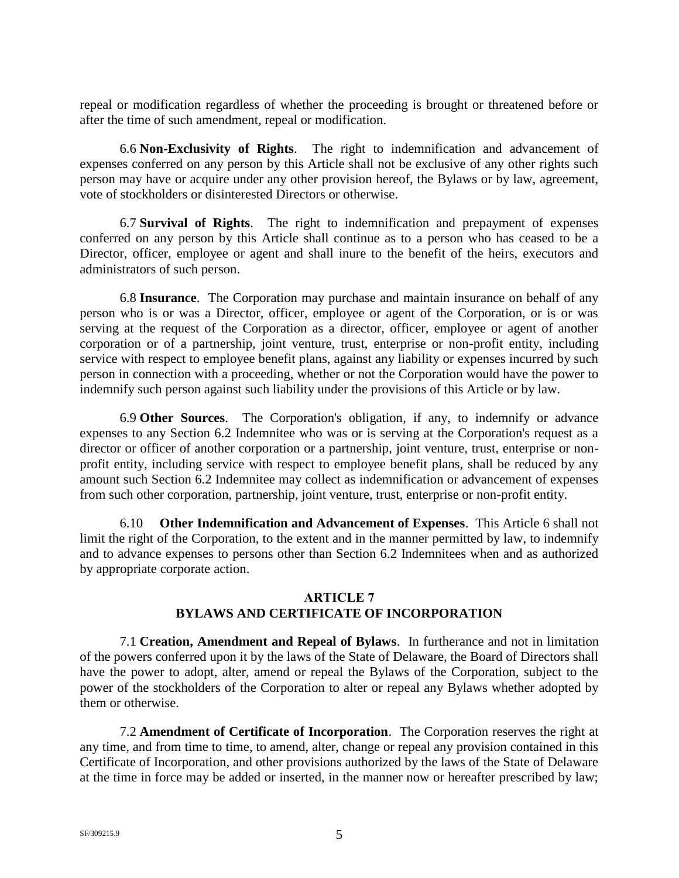repeal or modification regardless of whether the proceeding is brought or threatened before or after the time of such amendment, repeal or modification.

6.6 **Non-Exclusivity of Rights**. The right to indemnification and advancement of expenses conferred on any person by this Article shall not be exclusive of any other rights such person may have or acquire under any other provision hereof, the Bylaws or by law, agreement, vote of stockholders or disinterested Directors or otherwise.

6.7 **Survival of Rights**. The right to indemnification and prepayment of expenses conferred on any person by this Article shall continue as to a person who has ceased to be a Director, officer, employee or agent and shall inure to the benefit of the heirs, executors and administrators of such person.

6.8 **Insurance**. The Corporation may purchase and maintain insurance on behalf of any person who is or was a Director, officer, employee or agent of the Corporation, or is or was serving at the request of the Corporation as a director, officer, employee or agent of another corporation or of a partnership, joint venture, trust, enterprise or non-profit entity, including service with respect to employee benefit plans, against any liability or expenses incurred by such person in connection with a proceeding, whether or not the Corporation would have the power to indemnify such person against such liability under the provisions of this Article or by law.

6.9 **Other Sources**. The Corporation's obligation, if any, to indemnify or advance expenses to any Section 6.2 Indemnitee who was or is serving at the Corporation's request as a director or officer of another corporation or a partnership, joint venture, trust, enterprise or non-profit entity, including service with respect to employee benefit plans, shall be reduced by any amount such Section 6.2 Indemnitee may collect as indemnification or advancement of expenses from such other corporation, partnership, joint venture, trust, enterprise or non-profit entity.

6.10 **Other Indemnification and Advancement of Expenses**. This Article 6 shall not limit the right of the Corporation, to the extent and in the manner permitted by law, to indemnify and to advance expenses to persons other than Section 6.2 Indemnitees when and as authorized by appropriate corporate action.

## ARTICLE 7
## BYLAWS AND CERTIFICATE OF INCORPORATION

7.1 **Creation, Amendment and Repeal of Bylaws**. In furtherance and not in limitation of the powers conferred upon it by the laws of the State of Delaware, the Board of Directors shall have the power to adopt, alter, amend or repeal the Bylaws of the Corporation, subject to the power of the stockholders of the Corporation to alter or repeal any Bylaws whether adopted by them or otherwise.

7.2 **Amendment of Certificate of Incorporation**. The Corporation reserves the right at any time, and from time to time, to amend, alter, change or repeal any provision contained in this Certificate of Incorporation, and other provisions authorized by the laws of the State of Delaware at the time in force may be added or inserted, in the manner now or hereafter prescribed by law;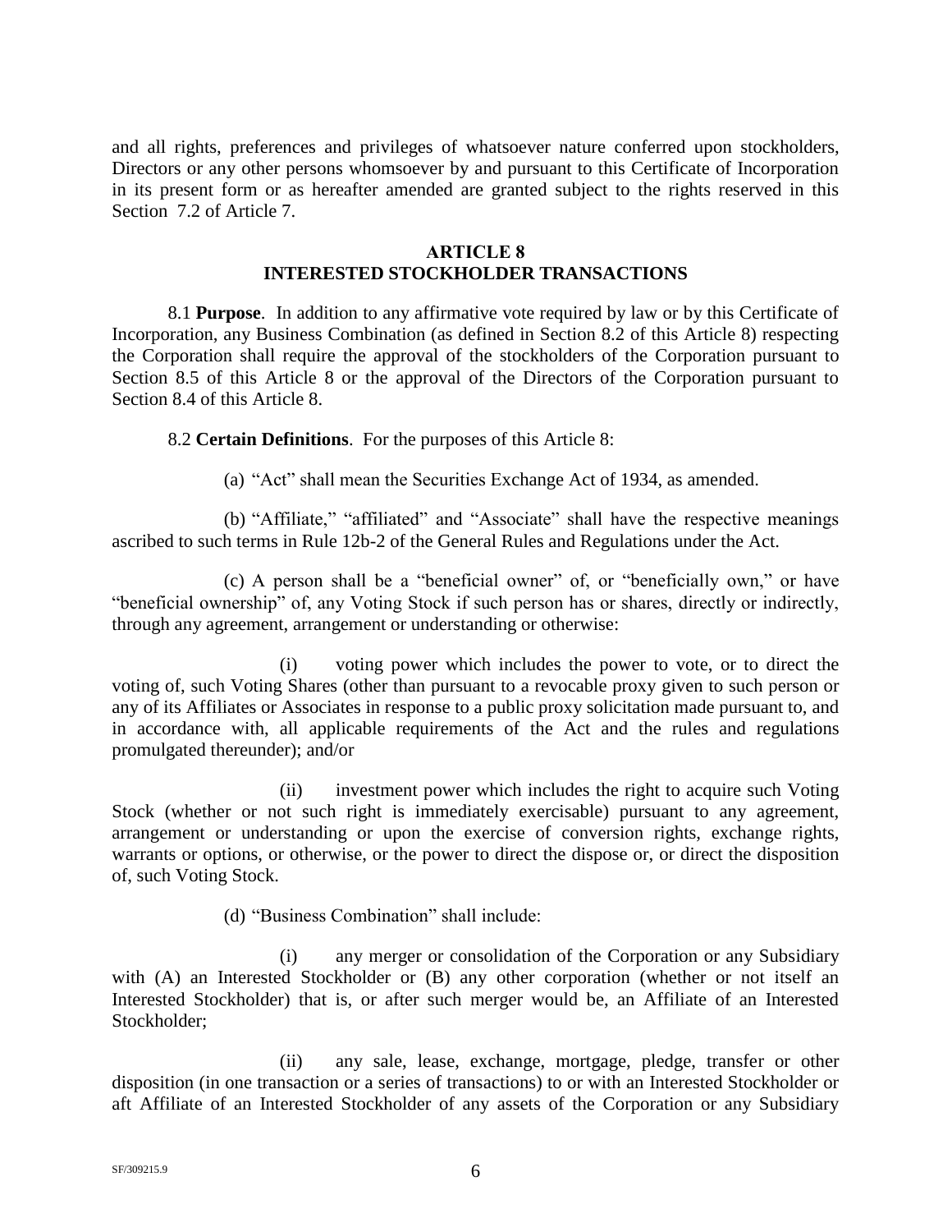and all rights, preferences and privileges of whatsoever nature conferred upon stockholders, Directors or any other persons whomsoever by and pursuant to this Certificate of Incorporation in its present form or as hereafter amended are granted subject to the rights reserved in this Section 7.2 of Article 7.

## ARTICLE 8
## INTERESTED STOCKHOLDER TRANSACTIONS

8.1 **Purpose**. In addition to any affirmative vote required by law or by this Certificate of Incorporation, any Business Combination (as defined in Section 8.2 of this Article 8) respecting the Corporation shall require the approval of the stockholders of the Corporation pursuant to Section 8.5 of this Article 8 or the approval of the Directors of the Corporation pursuant to Section 8.4 of this Article 8.

8.2 **Certain Definitions**. For the purposes of this Article 8:

(a) "Act" shall mean the Securities Exchange Act of 1934, as amended.

(b) "Affiliate," "affiliated" and "Associate" shall have the respective meanings ascribed to such terms in Rule 12b-2 of the General Rules and Regulations under the Act.

(c) A person shall be a "beneficial owner" of, or "beneficially own," or have "beneficial ownership" of, any Voting Stock if such person has or shares, directly or indirectly, through any agreement, arrangement or understanding or otherwise:

(i) voting power which includes the power to vote, or to direct the voting of, such Voting Shares (other than pursuant to a revocable proxy given to such person or any of its Affiliates or Associates in response to a public proxy solicitation made pursuant to, and in accordance with, all applicable requirements of the Act and the rules and regulations promulgated thereunder); and/or

(ii) investment power which includes the right to acquire such Voting Stock (whether or not such right is immediately exercisable) pursuant to any agreement, arrangement or understanding or upon the exercise of conversion rights, exchange rights, warrants or options, or otherwise, or the power to direct the dispose or, or direct the disposition of, such Voting Stock.

(d) "Business Combination" shall include:

(i) any merger or consolidation of the Corporation or any Subsidiary with (A) an Interested Stockholder or (B) any other corporation (whether or not itself an Interested Stockholder) that is, or after such merger would be, an Affiliate of an Interested Stockholder;

(ii) any sale, lease, exchange, mortgage, pledge, transfer or other disposition (in one transaction or a series of transactions) to or with an Interested Stockholder or aft Affiliate of an Interested Stockholder of any assets of the Corporation or any Subsidiary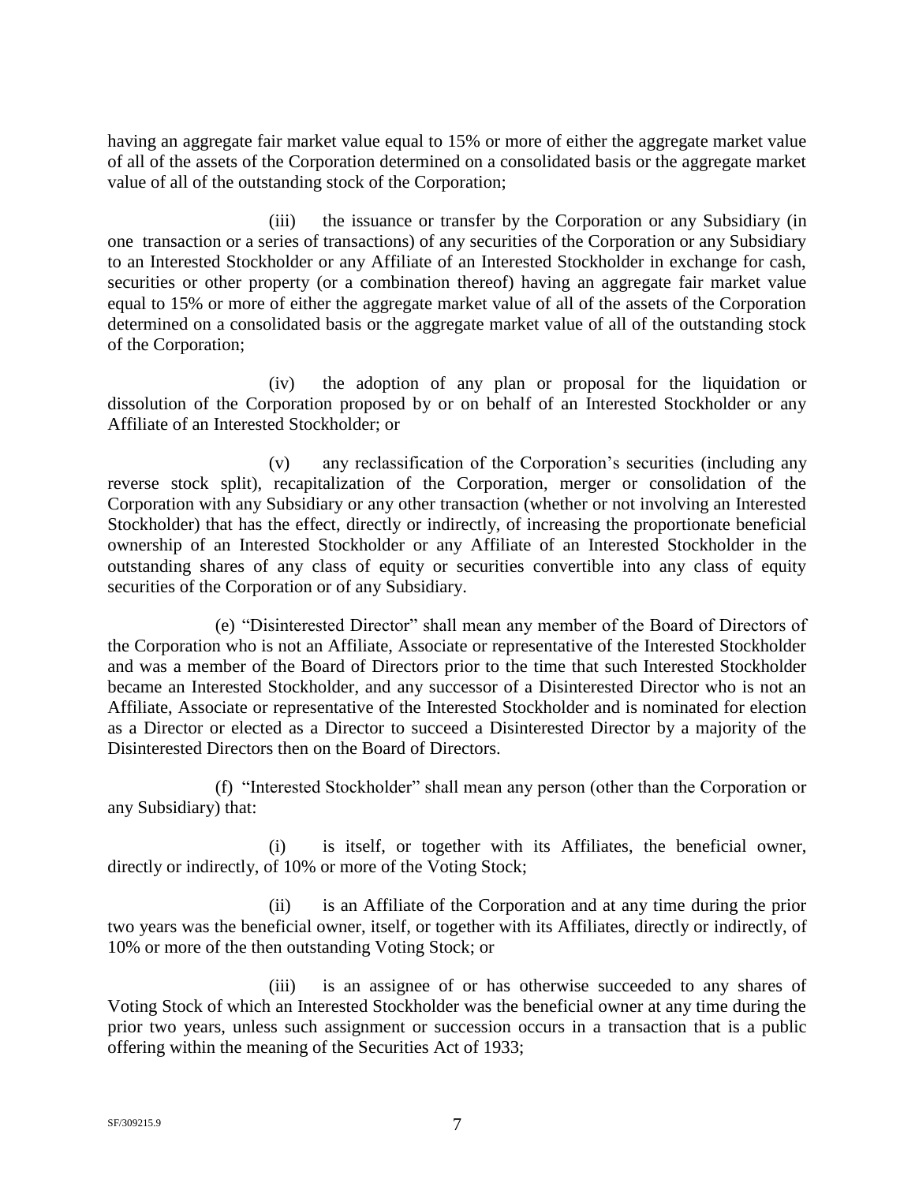having an aggregate fair market value equal to 15% or more of either the aggregate market value of all of the assets of the Corporation determined on a consolidated basis or the aggregate market value of all of the outstanding stock of the Corporation;

(iii) the issuance or transfer by the Corporation or any Subsidiary (in one transaction or a series of transactions) of any securities of the Corporation or any Subsidiary to an Interested Stockholder or any Affiliate of an Interested Stockholder in exchange for cash, securities or other property (or a combination thereof) having an aggregate fair market value equal to 15% or more of either the aggregate market value of all of the assets of the Corporation determined on a consolidated basis or the aggregate market value of all of the outstanding stock of the Corporation;

(iv) the adoption of any plan or proposal for the liquidation or dissolution of the Corporation proposed by or on behalf of an Interested Stockholder or any Affiliate of an Interested Stockholder; or

(v) any reclassification of the Corporation's securities (including any reverse stock split), recapitalization of the Corporation, merger or consolidation of the Corporation with any Subsidiary or any other transaction (whether or not involving an Interested Stockholder) that has the effect, directly or indirectly, of increasing the proportionate beneficial ownership of an Interested Stockholder or any Affiliate of an Interested Stockholder in the outstanding shares of any class of equity or securities convertible into any class of equity securities of the Corporation or of any Subsidiary.

(e) "Disinterested Director" shall mean any member of the Board of Directors of the Corporation who is not an Affiliate, Associate or representative of the Interested Stockholder and was a member of the Board of Directors prior to the time that such Interested Stockholder became an Interested Stockholder, and any successor of a Disinterested Director who is not an Affiliate, Associate or representative of the Interested Stockholder and is nominated for election as a Director or elected as a Director to succeed a Disinterested Director by a majority of the Disinterested Directors then on the Board of Directors.

(f) "Interested Stockholder" shall mean any person (other than the Corporation or any Subsidiary) that:

(i) is itself, or together with its Affiliates, the beneficial owner, directly or indirectly, of 10% or more of the Voting Stock;

(ii) is an Affiliate of the Corporation and at any time during the prior two years was the beneficial owner, itself, or together with its Affiliates, directly or indirectly, of 10% or more of the then outstanding Voting Stock; or

(iii) is an assignee of or has otherwise succeeded to any shares of Voting Stock of which an Interested Stockholder was the beneficial owner at any time during the prior two years, unless such assignment or succession occurs in a transaction that is a public offering within the meaning of the Securities Act of 1933;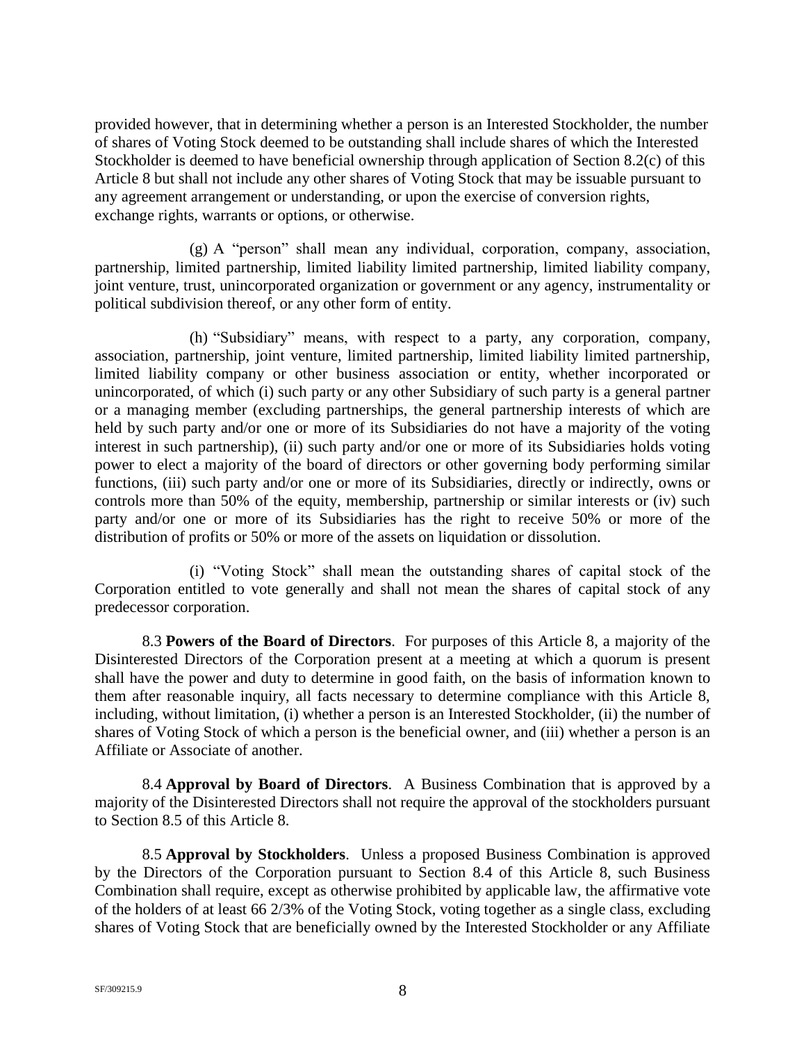provided however, that in determining whether a person is an Interested Stockholder, the number of shares of Voting Stock deemed to be outstanding shall include shares of which the Interested Stockholder is deemed to have beneficial ownership through application of Section 8.2(c) of this Article 8 but shall not include any other shares of Voting Stock that may be issuable pursuant to any agreement arrangement or understanding, or upon the exercise of conversion rights, exchange rights, warrants or options, or otherwise.

(g) A "person" shall mean any individual, corporation, company, association, partnership, limited partnership, limited liability limited partnership, limited liability company, joint venture, trust, unincorporated organization or government or any agency, instrumentality or political subdivision thereof, or any other form of entity.

(h) "Subsidiary" means, with respect to a party, any corporation, company, association, partnership, joint venture, limited partnership, limited liability limited partnership, limited liability company or other business association or entity, whether incorporated or unincorporated, of which (i) such party or any other Subsidiary of such party is a general partner or a managing member (excluding partnerships, the general partnership interests of which are held by such party and/or one or more of its Subsidiaries do not have a majority of the voting interest in such partnership), (ii) such party and/or one or more of its Subsidiaries holds voting power to elect a majority of the board of directors or other governing body performing similar functions, (iii) such party and/or one or more of its Subsidiaries, directly or indirectly, owns or controls more than 50% of the equity, membership, partnership or similar interests or (iv) such party and/or one or more of its Subsidiaries has the right to receive 50% or more of the distribution of profits or 50% or more of the assets on liquidation or dissolution.

(i) "Voting Stock" shall mean the outstanding shares of capital stock of the Corporation entitled to vote generally and shall not mean the shares of capital stock of any predecessor corporation.

8.3 **Powers of the Board of Directors**. For purposes of this Article 8, a majority of the Disinterested Directors of the Corporation present at a meeting at which a quorum is present shall have the power and duty to determine in good faith, on the basis of information known to them after reasonable inquiry, all facts necessary to determine compliance with this Article 8, including, without limitation, (i) whether a person is an Interested Stockholder, (ii) the number of shares of Voting Stock of which a person is the beneficial owner, and (iii) whether a person is an Affiliate or Associate of another.

8.4 **Approval by Board of Directors**. A Business Combination that is approved by a majority of the Disinterested Directors shall not require the approval of the stockholders pursuant to Section 8.5 of this Article 8.

8.5 **Approval by Stockholders**. Unless a proposed Business Combination is approved by the Directors of the Corporation pursuant to Section 8.4 of this Article 8, such Business Combination shall require, except as otherwise prohibited by applicable law, the affirmative vote of the holders of at least 66 2/3% of the Voting Stock, voting together as a single class, excluding shares of Voting Stock that are beneficially owned by the Interested Stockholder or any Affiliate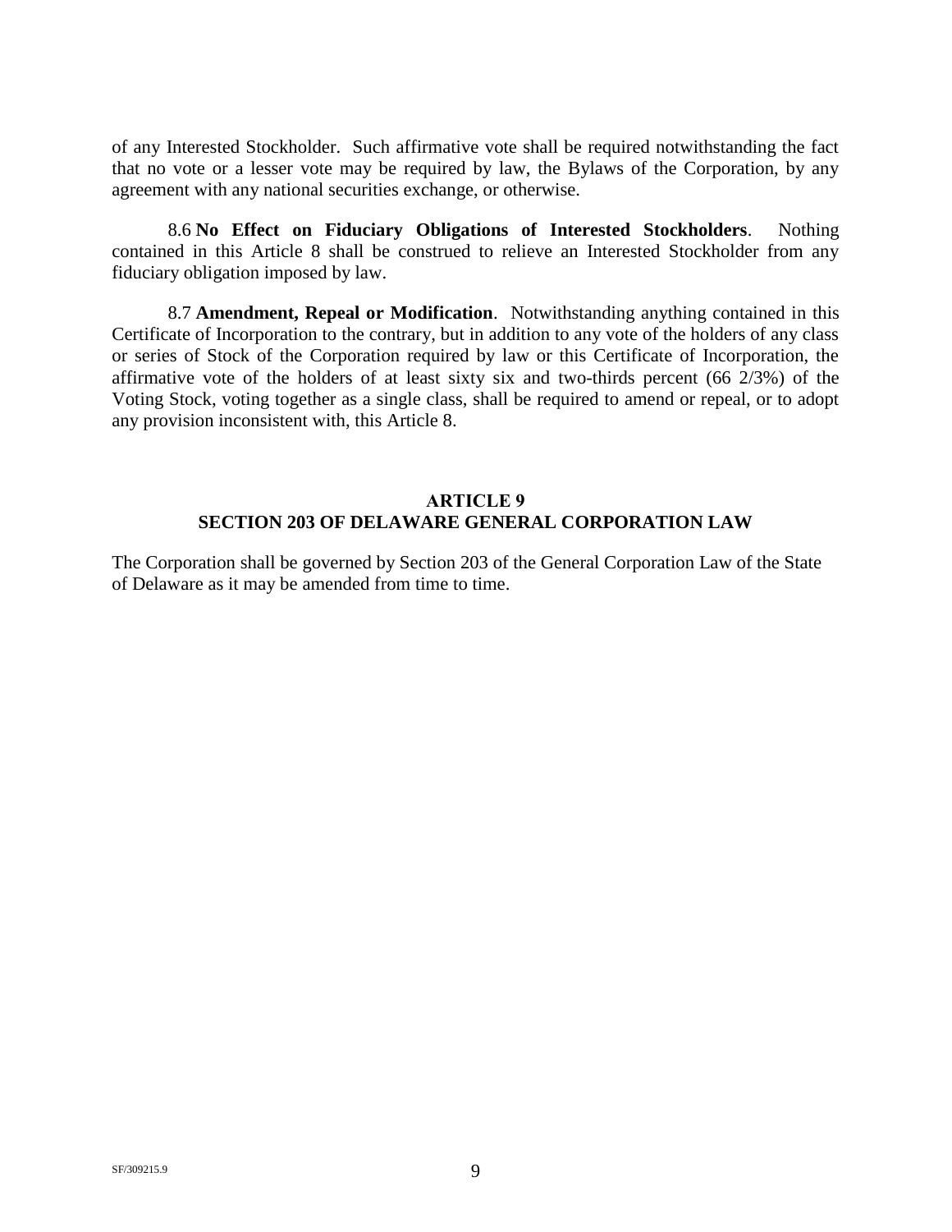of any Interested Stockholder. Such affirmative vote shall be required notwithstanding the fact that no vote or a lesser vote may be required by law, the Bylaws of the Corporation, by any agreement with any national securities exchange, or otherwise.

8.6 **No Effect on Fiduciary Obligations of Interested Stockholders**. Nothing contained in this Article 8 shall be construed to relieve an Interested Stockholder from any fiduciary obligation imposed by law.

8.7 **Amendment, Repeal or Modification**. Notwithstanding anything contained in this Certificate of Incorporation to the contrary, but in addition to any vote of the holders of any class or series of Stock of the Corporation required by law or this Certificate of Incorporation, the affirmative vote of the holders of at least sixty six and two-thirds percent (66 2/3%) of the Voting Stock, voting together as a single class, shall be required to amend or repeal, or to adopt any provision inconsistent with, this Article 8.

## ARTICLE 9
## SECTION 203 OF DELAWARE GENERAL CORPORATION LAW

The Corporation shall be governed by Section 203 of the General Corporation Law of the State of Delaware as it may be amended from time to time.